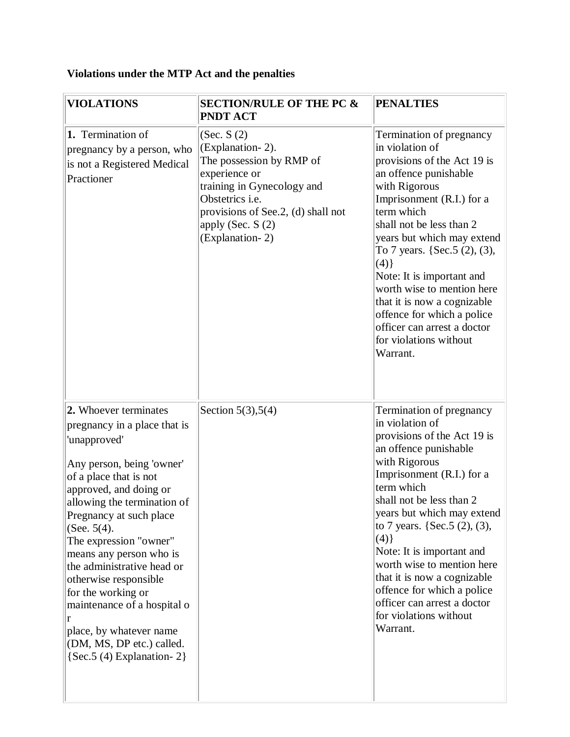**Violations under the MTP Act and the penalties**

| VIOLATIONS | SECTION/RULE OF THE PC & PNDT ACT | PENALTIES |
|---|---|---|
| **1.** Termination of pregnancy by a person, who is not a Registered Medical Practioner | (Sec. S (2) (Explanation- 2). The possession by RMP of experience or training in Gynecology and Obstetrics i.e. provisions of See.2, (d) shall not apply (Sec. S (2) (Explanation- 2) | Termination of pregnancy in violation of provisions of the Act 19 is an offence punishable with Rigorous Imprisonment (R.I.) for a term which shall not be less than 2 years but which may extend To 7 years. {Sec.5 (2), (3), (4)} Note: It is important and worth wise to mention here that it is now a cognizable offence for which a police officer can arrest a doctor for violations without Warrant. |
| **2.** Whoever terminates pregnancy in a place that is 'unapproved'<br><br>Any person, being 'owner' of a place that is not approved, and doing or allowing the termination of Pregnancy at such place (See. 5(4). The expression "owner" means any person who is the administrative head or otherwise responsible for the working or maintenance of a hospital o r place, by whatever name (DM, MS, DP etc.) called. {Sec.5 (4) Explanation- 2} | Section 5(3),5(4) | Termination of pregnancy in violation of provisions of the Act 19 is an offence punishable with Rigorous Imprisonment (R.I.) for a term which shall not be less than 2 years but which may extend to 7 years. {Sec.5 (2), (3), (4)} Note: It is important and worth wise to mention here that it is now a cognizable offence for which a police officer can arrest a doctor for violations without Warrant. |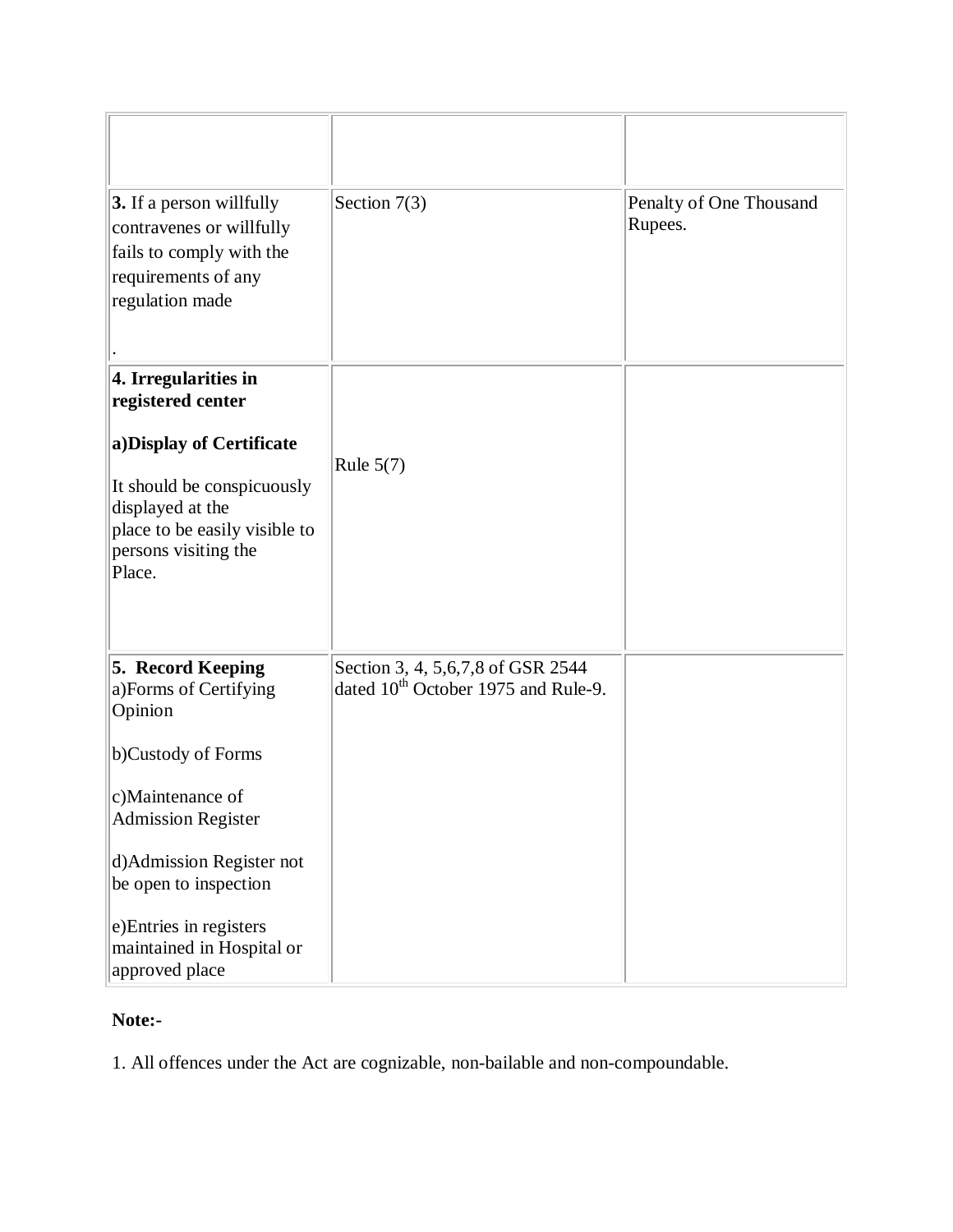| | | |
|---|---|---|
| **3.** If a person willfully contravenes or willfully fails to comply with the requirements of any regulation made<br><br>. | Section 7(3) | Penalty of One Thousand Rupees. |
| **4. Irregularities in registered center**<br><br>**a)Display of Certificate**<br><br>It should be conspicuously displayed at the place to be easily visible to persons visiting the Place. | Rule 5(7) | |
| **5. Record Keeping**<br>a)Forms of Certifying Opinion<br><br>b)Custody of Forms<br><br>c)Maintenance of Admission Register<br><br>d)Admission Register not be open to inspection<br><br>e)Entries in registers maintained in Hospital or approved place | Section 3, 4, 5,6,7,8 of GSR 2544 dated 10th October 1975 and Rule-9. | |

**Note:-**

1. All offences under the Act are cognizable, non-bailable and non-compoundable.